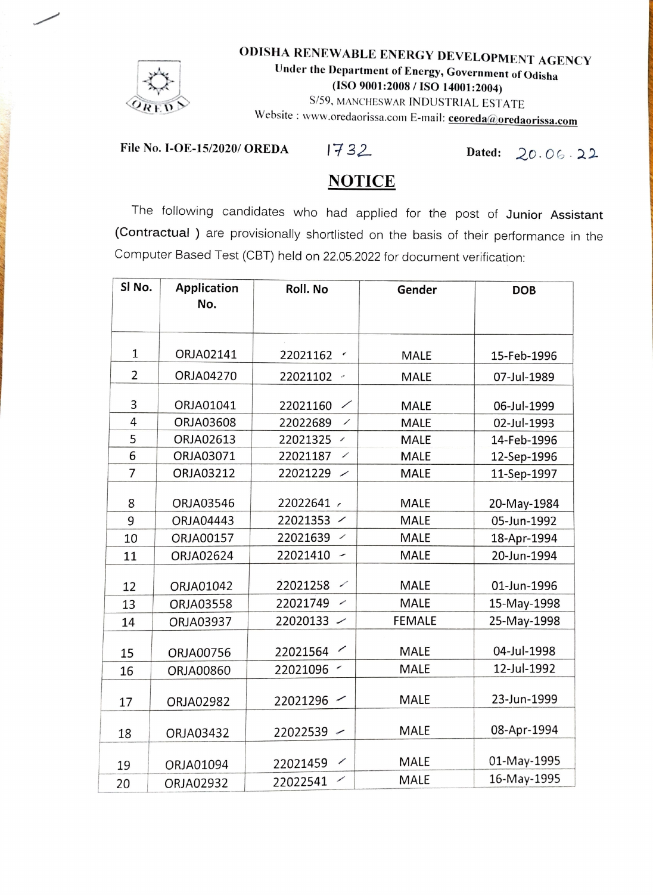# ODISHA RENEWABLE ENERGY DEVELOPMENT AGENCY

Under the Department of Energy, Government of Odisha

(ISO 9001:2008 / ISO 14001:2004)

S/59, MANCHESWAR INDUSTRIAL ESTATE

Website : www.oredaorissa.com E-mail: ceoreda@oredaorissa.com

**File No. I-OE-15/2020/ OREDA** 1732 **Dated:** 20.06.22

## NOTICE

The following candidates who had applied for the post of **Junior Assistant (Contractual )** are provisionally shortlisted on the basis of their performance in the Computer Based Test (CBT) held on 22.05.2022 for document verification:

| Sl No. | Application No. | Roll. No | Gender | DOB |
|---|---|---|---|---|
| 1 | ORJA02141 | 22021162 | MALE | 15-Feb-1996 |
| 2 | ORJA04270 | 22021102 | MALE | 07-Jul-1989 |
| 3 | ORJA01041 | 22021160 | MALE | 06-Jul-1999 |
| 4 | ORJA03608 | 22022689 | MALE | 02-Jul-1993 |
| 5 | ORJA02613 | 22021325 | MALE | 14-Feb-1996 |
| 6 | ORJA03071 | 22021187 | MALE | 12-Sep-1996 |
| 7 | ORJA03212 | 22021229 | MALE | 11-Sep-1997 |
| 8 | ORJA03546 | 22022641 | MALE | 20-May-1984 |
| 9 | ORJA04443 | 22021353 | MALE | 05-Jun-1992 |
| 10 | ORJA00157 | 22021639 | MALE | 18-Apr-1994 |
| 11 | ORJA02624 | 22021410 | MALE | 20-Jun-1994 |
| 12 | ORJA01042 | 22021258 | MALE | 01-Jun-1996 |
| 13 | ORJA03558 | 22021749 | MALE | 15-May-1998 |
| 14 | ORJA03937 | 22020133 | FEMALE | 25-May-1998 |
| 15 | ORJA00756 | 22021564 | MALE | 04-Jul-1998 |
| 16 | ORJA00860 | 22021096 | MALE | 12-Jul-1992 |
| 17 | ORJA02982 | 22021296 | MALE | 23-Jun-1999 |
| 18 | ORJA03432 | 22022539 | MALE | 08-Apr-1994 |
| 19 | ORJA01094 | 22021459 | MALE | 01-May-1995 |
| 20 | ORJA02932 | 22022541 | MALE | 16-May-1995 |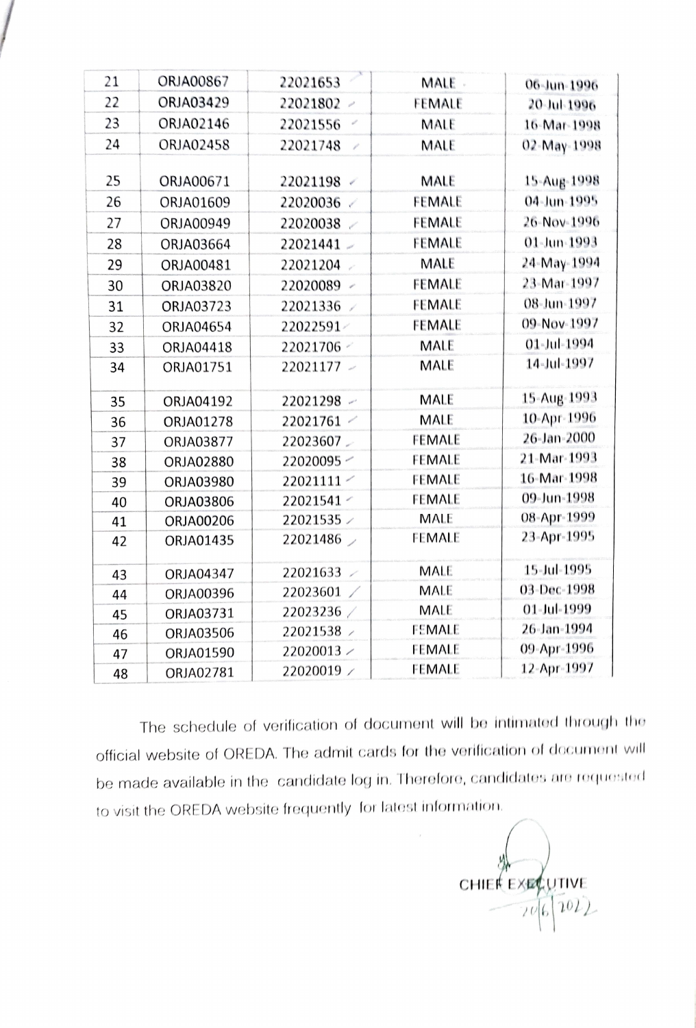| | | | | |
|---|---|---|---|---|
| 21 | ORJA00867 | 22021653 | MALE | 06-Jun-1996 |
| 22 | ORJA03429 | 22021802 | FEMALE | 20-Jul-1996 |
| 23 | ORJA02146 | 22021556 | MALE | 16-Mar-1998 |
| 24 | ORJA02458 | 22021748 | MALE | 02-May-1998 |
| 25 | ORJA00671 | 22021198 | MALE | 15-Aug-1998 |
| 26 | ORJA01609 | 22020036 | FEMALE | 04-Jun-1995 |
| 27 | ORJA00949 | 22020038 | FEMALE | 26-Nov-1996 |
| 28 | ORJA03664 | 22021441 | FEMALE | 01-Jun-1993 |
| 29 | ORJA00481 | 22021204 | MALE | 24-May-1994 |
| 30 | ORJA03820 | 22020089 | FEMALE | 23-Mar-1997 |
| 31 | ORJA03723 | 22021336 | FEMALE | 08-Jun-1997 |
| 32 | ORJA04654 | 22022591 | FEMALE | 09-Nov-1997 |
| 33 | ORJA04418 | 22021706 | MALE | 01-Jul-1994 |
| 34 | ORJA01751 | 22021177 | MALE | 14-Jul-1997 |
| 35 | ORJA04192 | 22021298 | MALE | 15-Aug-1993 |
| 36 | ORJA01278 | 22021761 | MALE | 10-Apr-1996 |
| 37 | ORJA03877 | 22023607 | FEMALE | 26-Jan-2000 |
| 38 | ORJA02880 | 22020095 | FEMALE | 21-Mar-1993 |
| 39 | ORJA03980 | 22021111 | FEMALE | 16-Mar-1998 |
| 40 | ORJA03806 | 22021541 | FEMALE | 09-Jun-1998 |
| 41 | ORJA00206 | 22021535 | MALE | 08-Apr-1999 |
| 42 | ORJA01435 | 22021486 | FEMALE | 23-Apr-1995 |
| 43 | ORJA04347 | 22021633 | MALE | 15-Jul-1995 |
| 44 | ORJA00396 | 22023601 | MALE | 03-Dec-1998 |
| 45 | ORJA03731 | 22023236 | MALE | 01-Jul-1999 |
| 46 | ORJA03506 | 22021538 | FEMALE | 26-Jan-1994 |
| 47 | ORJA01590 | 22020013 | FEMALE | 09-Apr-1996 |
| 48 | ORJA02781 | 22020019 | FEMALE | 12-Apr-1997 |

The schedule of verification of document will be intimated through the official website of OREDA. The admit cards for the verification of document will be made available in the candidate log in. Therefore, candidates are requested to visit the OREDA website frequently for latest information.

CHIEF EXECUTIVE

20/6/2022